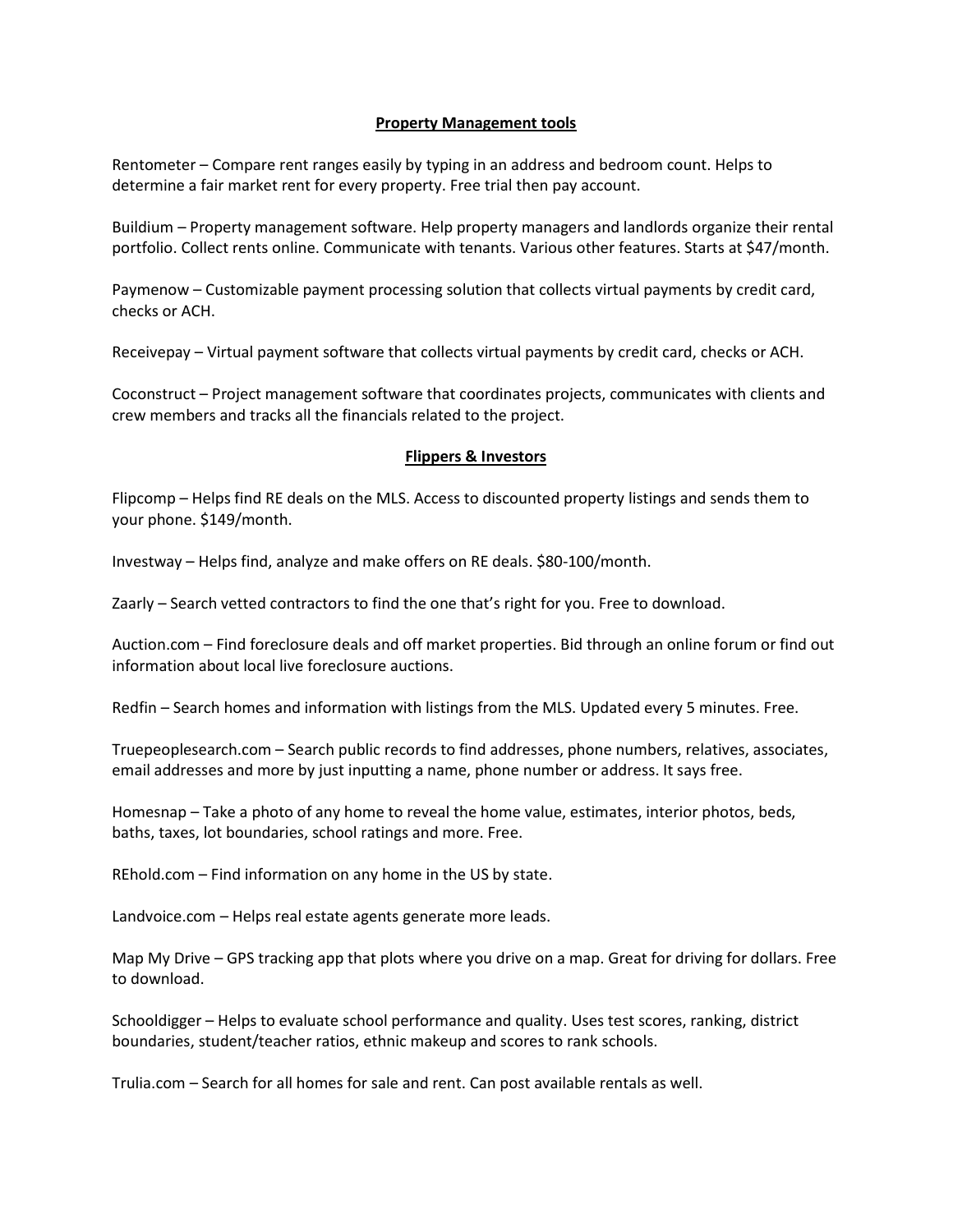## Property Management tools

Rentometer – Compare rent ranges easily by typing in an address and bedroom count. Helps to determine a fair market rent for every property. Free trial then pay account.

Buildium – Property management software. Help property managers and landlords organize their rental portfolio. Collect rents online. Communicate with tenants. Various other features. Starts at $47/month.

Paymenow – Customizable payment processing solution that collects virtual payments by credit card, checks or ACH.

Receivepay – Virtual payment software that collects virtual payments by credit card, checks or ACH.

Coconstruct – Project management software that coordinates projects, communicates with clients and crew members and tracks all the financials related to the project.

## Flippers & Investors

Flipcomp – Helps find RE deals on the MLS. Access to discounted property listings and sends them to your phone. $149/month.

Investway – Helps find, analyze and make offers on RE deals. $80-100/month.

Zaarly – Search vetted contractors to find the one that's right for you. Free to download.

Auction.com – Find foreclosure deals and off market properties. Bid through an online forum or find out information about local live foreclosure auctions.

Redfin – Search homes and information with listings from the MLS. Updated every 5 minutes. Free.

Truepeoplesearch.com – Search public records to find addresses, phone numbers, relatives, associates, email addresses and more by just inputting a name, phone number or address. It says free.

Homesnap – Take a photo of any home to reveal the home value, estimates, interior photos, beds, baths, taxes, lot boundaries, school ratings and more. Free.

REhold.com – Find information on any home in the US by state.

Landvoice.com – Helps real estate agents generate more leads.

Map My Drive – GPS tracking app that plots where you drive on a map. Great for driving for dollars. Free to download.

Schooldigger – Helps to evaluate school performance and quality. Uses test scores, ranking, district boundaries, student/teacher ratios, ethnic makeup and scores to rank schools.

Trulia.com – Search for all homes for sale and rent. Can post available rentals as well.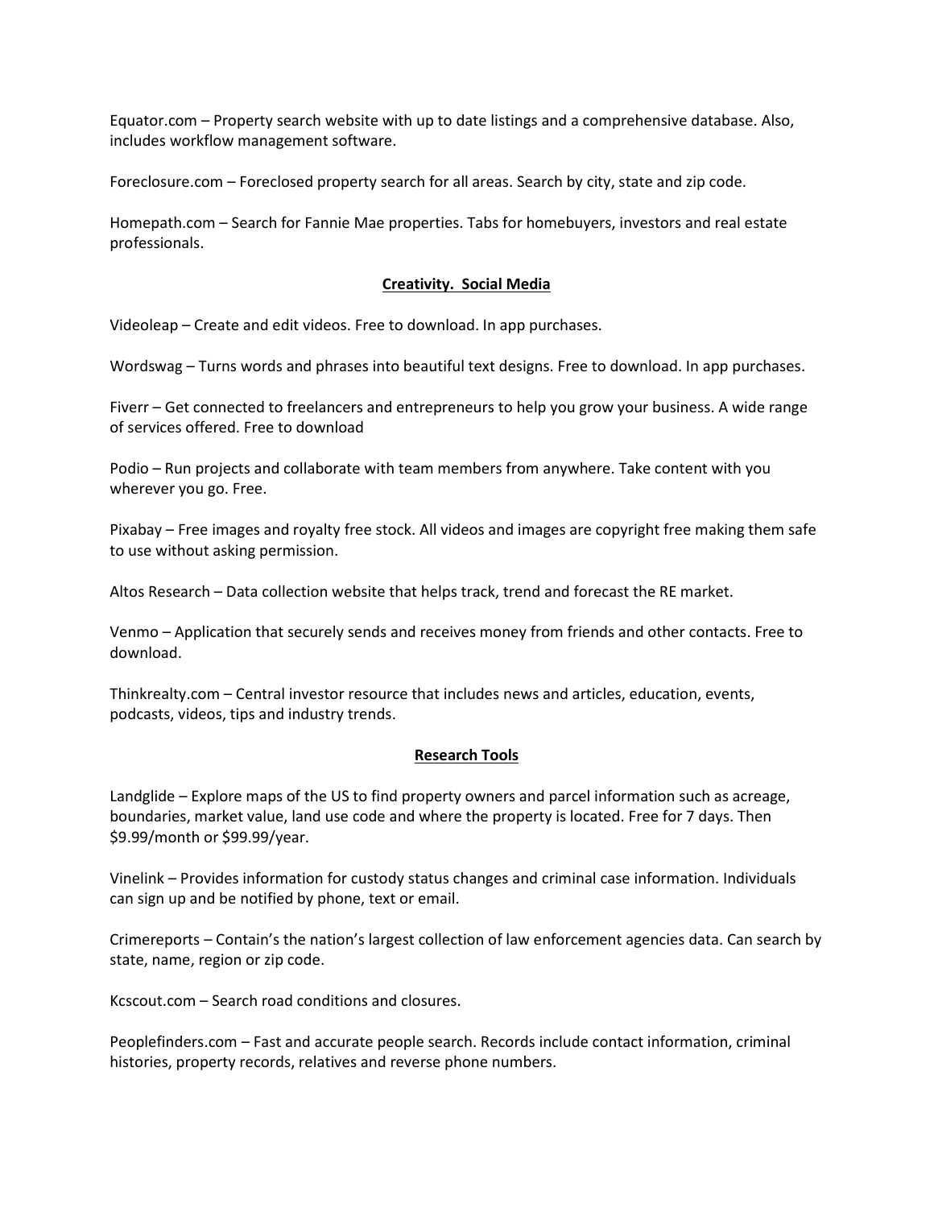Equator.com – Property search website with up to date listings and a comprehensive database. Also, includes workflow management software.

Foreclosure.com – Foreclosed property search for all areas. Search by city, state and zip code.

Homepath.com – Search for Fannie Mae properties. Tabs for homebuyers, investors and real estate professionals.

**<u>Creativity. Social Media</u>**

Videoleap – Create and edit videos. Free to download. In app purchases.

Wordswag – Turns words and phrases into beautiful text designs. Free to download. In app purchases.

Fiverr – Get connected to freelancers and entrepreneurs to help you grow your business. A wide range of services offered. Free to download

Podio – Run projects and collaborate with team members from anywhere. Take content with you wherever you go. Free.

Pixabay – Free images and royalty free stock. All videos and images are copyright free making them safe to use without asking permission.

Altos Research – Data collection website that helps track, trend and forecast the RE market.

Venmo – Application that securely sends and receives money from friends and other contacts. Free to download.

Thinkrealty.com – Central investor resource that includes news and articles, education, events, podcasts, videos, tips and industry trends.

**<u>Research Tools</u>**

Landglide – Explore maps of the US to find property owners and parcel information such as acreage, boundaries, market value, land use code and where the property is located. Free for 7 days. Then $9.99/month or $99.99/year.

Vinelink – Provides information for custody status changes and criminal case information. Individuals can sign up and be notified by phone, text or email.

Crimereports – Contain's the nation's largest collection of law enforcement agencies data. Can search by state, name, region or zip code.

Kcscout.com – Search road conditions and closures.

Peoplefinders.com – Fast and accurate people search. Records include contact information, criminal histories, property records, relatives and reverse phone numbers.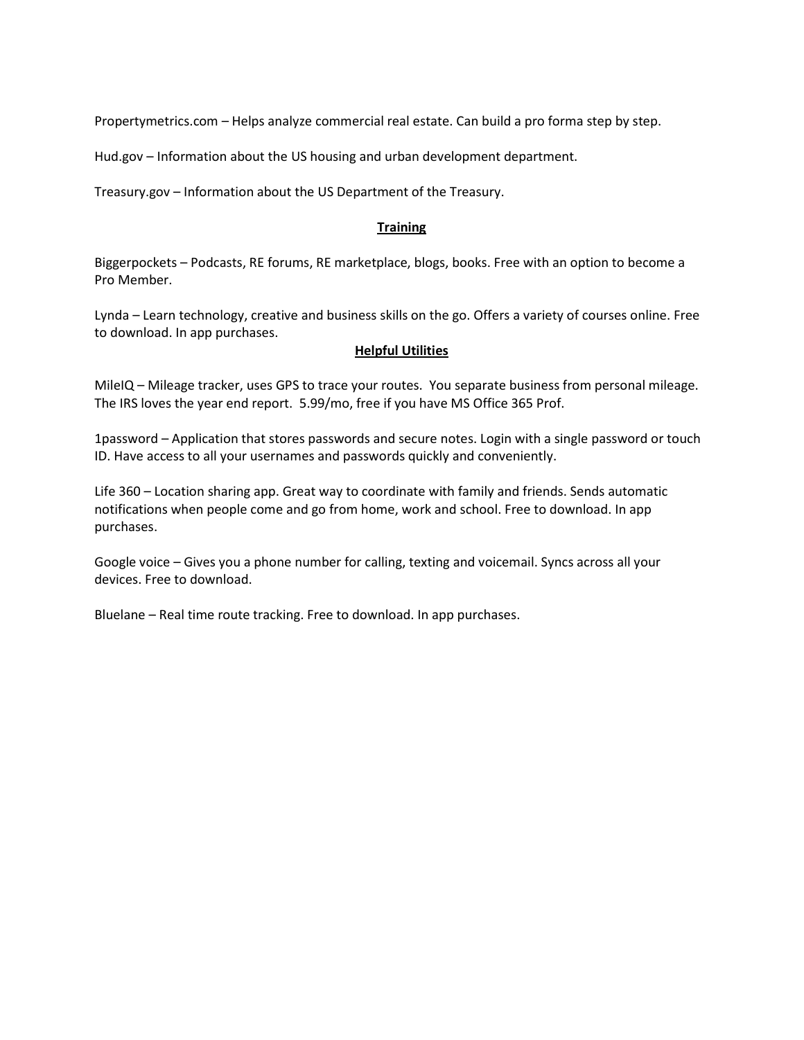Propertymetrics.com – Helps analyze commercial real estate. Can build a pro forma step by step.

Hud.gov – Information about the US housing and urban development department.

Treasury.gov – Information about the US Department of the Treasury.

## Training

Biggerpockets – Podcasts, RE forums, RE marketplace, blogs, books. Free with an option to become a Pro Member.

Lynda – Learn technology, creative and business skills on the go. Offers a variety of courses online. Free to download. In app purchases.

## Helpful Utilities

MileIQ – Mileage tracker, uses GPS to trace your routes. You separate business from personal mileage. The IRS loves the year end report. 5.99/mo, free if you have MS Office 365 Prof.

1password – Application that stores passwords and secure notes. Login with a single password or touch ID. Have access to all your usernames and passwords quickly and conveniently.

Life 360 – Location sharing app. Great way to coordinate with family and friends. Sends automatic notifications when people come and go from home, work and school. Free to download. In app purchases.

Google voice – Gives you a phone number for calling, texting and voicemail. Syncs across all your devices. Free to download.

Bluelane – Real time route tracking. Free to download. In app purchases.